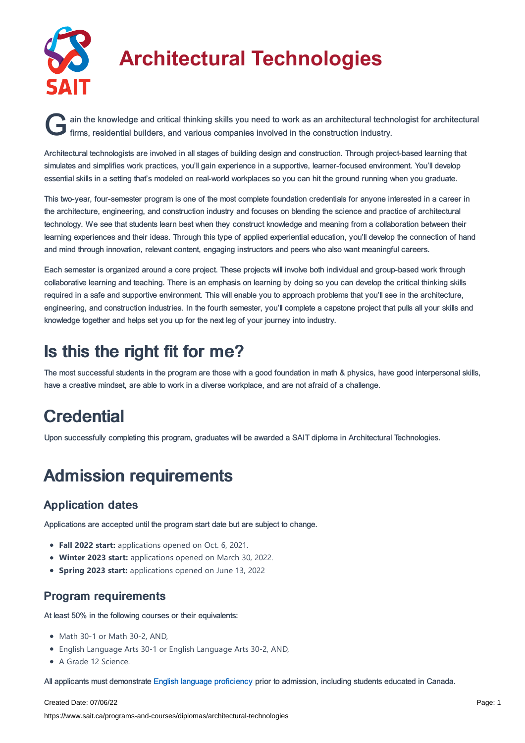# Architectural Technologies

Gain the knowledge and critical thinking skills you need to work as an architectural technologist for architectural firms, residential builders, and various companies involved in the construction industry.

Architectural technologists are involved in all stages of building design and construction. Through project-based learning that simulates and simplifies work practices, you'll gain experience in a supportive, learner-focused environment. You'll develop essential skills in a setting that's modeled on real-world workplaces so you can hit the ground running when you graduate.

This two-year, four-semester program is one of the most complete foundation credentials for anyone interested in a career in the architecture, engineering, and construction industry and focuses on blending the science and practice of architectural technology. We see that students learn best when they construct knowledge and meaning from a collaboration between their learning experiences and their ideas. Through this type of applied experiential education, you'll develop the connection of hand and mind through innovation, relevant content, engaging instructors and peers who also want meaningful careers.

Each semester is organized around a core project. These projects will involve both individual and group-based work through collaborative learning and teaching. There is an emphasis on learning by doing so you can develop the critical thinking skills required in a safe and supportive environment. This will enable you to approach problems that you'll see in the architecture, engineering, and construction industries. In the fourth semester, you'll complete a capstone project that pulls all your skills and knowledge together and helps set you up for the next leg of your journey into industry.

## Is this the right fit for me?

The most successful students in the program are those with a good foundation in math & physics, have good interpersonal skills, have a creative mindset, are able to work in a diverse workplace, and are not afraid of a challenge.

## Credential

Upon successfully completing this program, graduates will be awarded a SAIT diploma in Architectural Technologies.

## Admission requirements

### Application dates

Applications are accepted until the program start date but are subject to change.

- **Fall 2022 start:** applications opened on Oct. 6, 2021.
- **Winter 2023 start:** applications opened on March 30, 2022.
- **Spring 2023 start:** applications opened on June 13, 2022

### Program requirements

At least 50% in the following courses or their equivalents:

- Math 30-1 or Math 30-2, AND,
- English Language Arts 30-1 or English Language Arts 30-2, AND,
- A Grade 12 Science.

All applicants must demonstrate English language proficiency prior to admission, including students educated in Canada.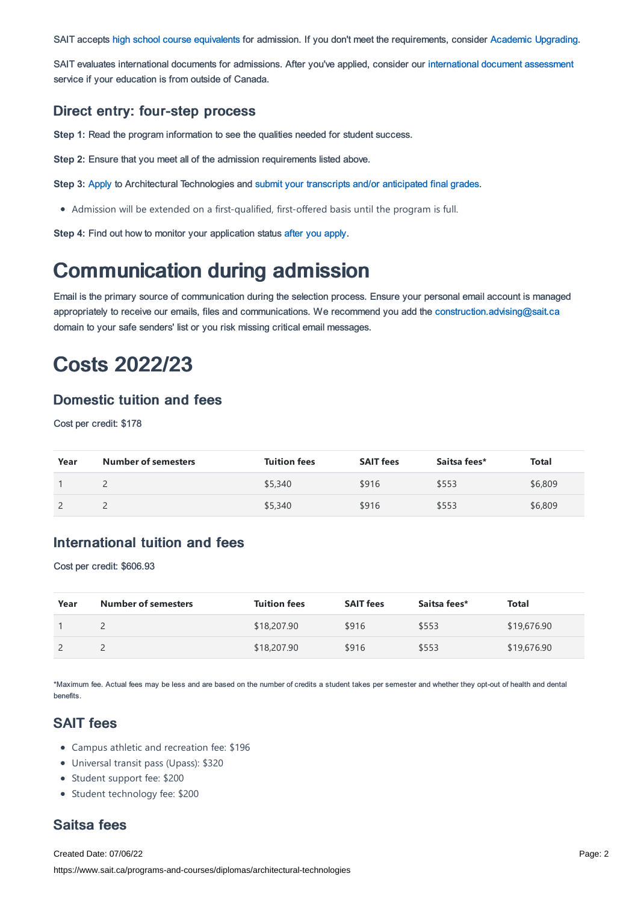SAIT accepts high school course equivalents for admission. If you don't meet the requirements, consider Academic Upgrading.

SAIT evaluates international documents for admissions. After you've applied, consider our international document assessment service if your education is from outside of Canada.

### Direct entry: four-step process

**Step 1:** Read the program information to see the qualities needed for student success.

**Step 2:** Ensure that you meet all of the admission requirements listed above.

**Step 3:** Apply to Architectural Technologies and submit your transcripts and/or anticipated final grades.

- Admission will be extended on a first-qualified, first-offered basis until the program is full.

**Step 4:** Find out how to monitor your application status after you apply.

# Communication during admission

Email is the primary source of communication during the selection process. Ensure your personal email account is managed appropriately to receive our emails, files and communications. We recommend you add the construction.advising@sait.ca domain to your safe senders' list or you risk missing critical email messages.

# Costs 2022/23

### Domestic tuition and fees

Cost per credit: $178

| Year | Number of semesters | Tuition fees | SAIT fees | Saitsa fees* | Total |
|---|---|---|---|---|---|
| 1 | 2 | $5,340 | $916 | $553 | $6,809 |
| 2 | 2 | $5,340 | $916 | $553 | $6,809 |

### International tuition and fees

Cost per credit: $606.93

| Year | Number of semesters | Tuition fees | SAIT fees | Saitsa fees* | Total |
|---|---|---|---|---|---|
| 1 | 2 | $18,207.90 | $916 | $553 | $19,676.90 |
| 2 | 2 | $18,207.90 | $916 | $553 | $19,676.90 |

*Maximum fee. Actual fees may be less and are based on the number of credits a student takes per semester and whether they opt-out of health and dental benefits.

### SAIT fees

- Campus athletic and recreation fee: $196
- Universal transit pass (Upass): $320
- Student support fee: $200
- Student technology fee: $200

### Saitsa fees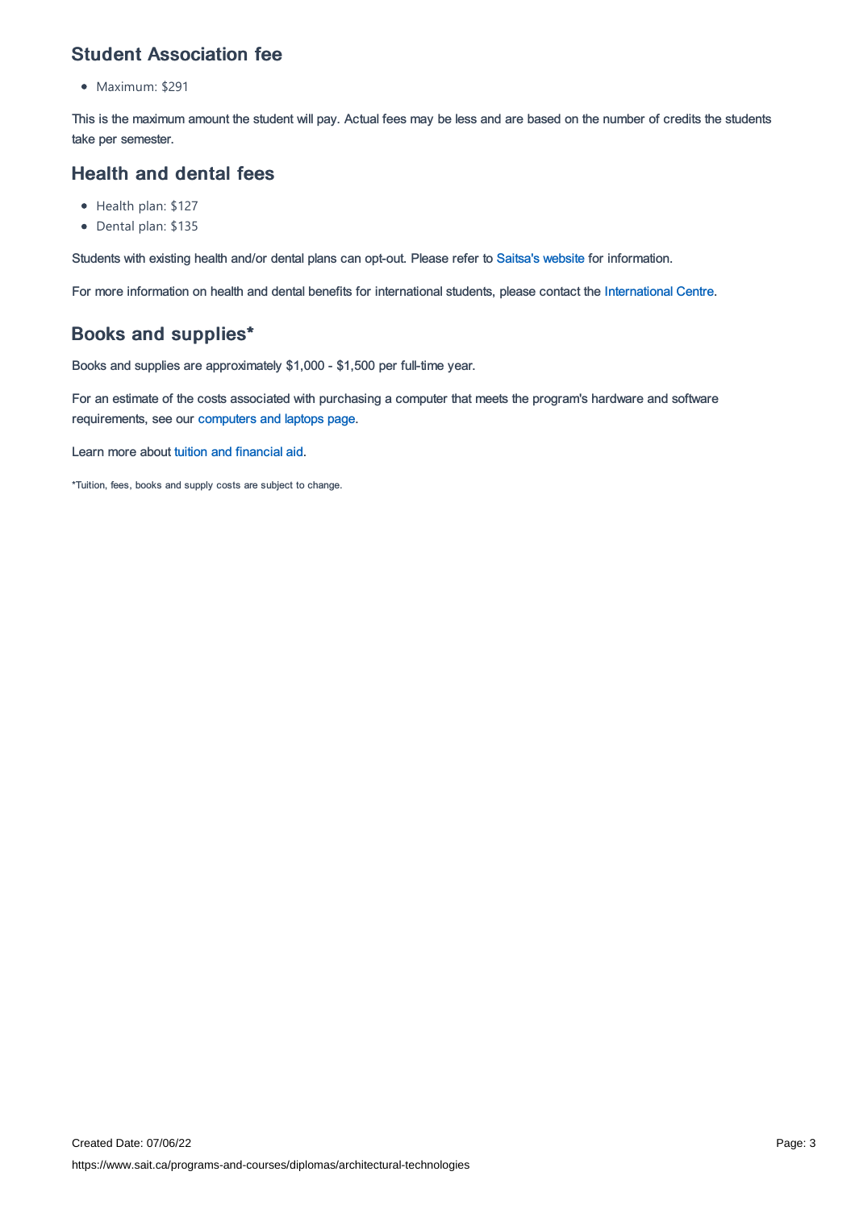## Student Association fee

- Maximum: $291

This is the maximum amount the student will pay. Actual fees may be less and are based on the number of credits the students take per semester.

## Health and dental fees

- Health plan: $127
- Dental plan: $135

Students with existing health and/or dental plans can opt-out. Please refer to Saitsa's website for information.

For more information on health and dental benefits for international students, please contact the International Centre.

## Books and supplies*

Books and supplies are approximately $1,000 - $1,500 per full-time year.

For an estimate of the costs associated with purchasing a computer that meets the program's hardware and software requirements, see our computers and laptops page.

Learn more about tuition and financial aid.

*Tuition, fees, books and supply costs are subject to change.